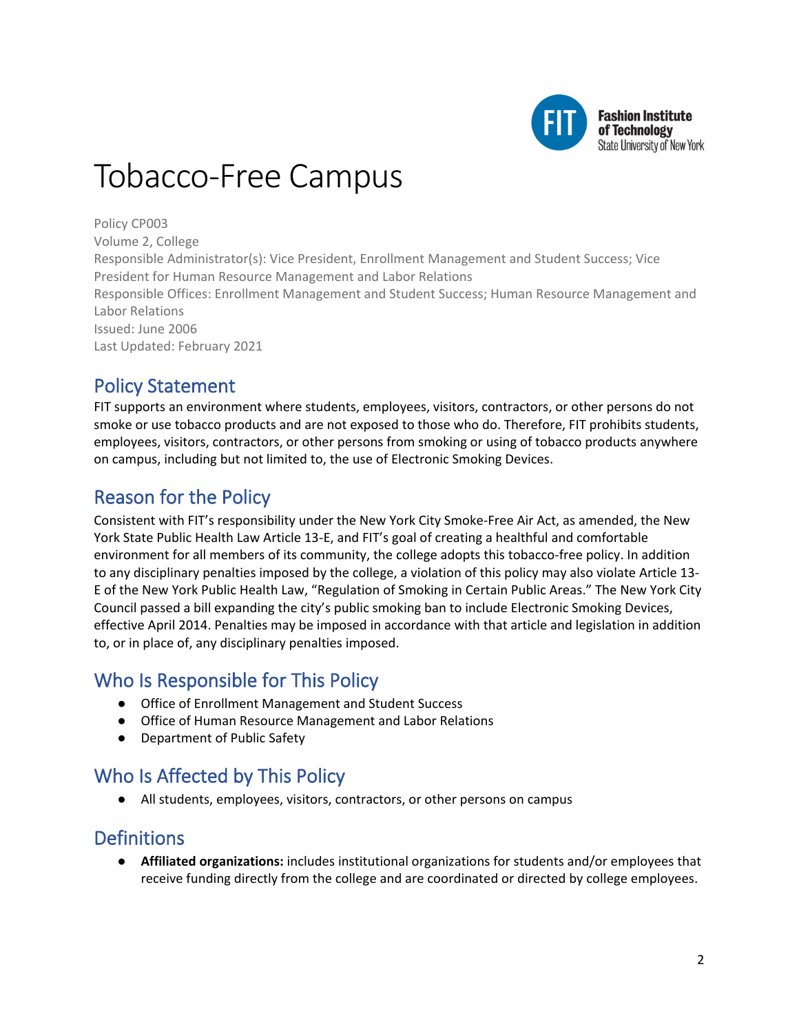# Tobacco-Free Campus

Policy CP003
Volume 2, College
Responsible Administrator(s): Vice President, Enrollment Management and Student Success; Vice President for Human Resource Management and Labor Relations
Responsible Offices: Enrollment Management and Student Success; Human Resource Management and Labor Relations
Issued: June 2006
Last Updated: February 2021

## Policy Statement

FIT supports an environment where students, employees, visitors, contractors, or other persons do not smoke or use tobacco products and are not exposed to those who do. Therefore, FIT prohibits students, employees, visitors, contractors, or other persons from smoking or using of tobacco products anywhere on campus, including but not limited to, the use of Electronic Smoking Devices.

## Reason for the Policy

Consistent with FIT's responsibility under the New York City Smoke-Free Air Act, as amended, the New York State Public Health Law Article 13-E, and FIT's goal of creating a healthful and comfortable environment for all members of its community, the college adopts this tobacco-free policy. In addition to any disciplinary penalties imposed by the college, a violation of this policy may also violate Article 13-E of the New York Public Health Law, "Regulation of Smoking in Certain Public Areas." The New York City Council passed a bill expanding the city's public smoking ban to include Electronic Smoking Devices, effective April 2014. Penalties may be imposed in accordance with that article and legislation in addition to, or in place of, any disciplinary penalties imposed.

## Who Is Responsible for This Policy

- Office of Enrollment Management and Student Success
- Office of Human Resource Management and Labor Relations
- Department of Public Safety

## Who Is Affected by This Policy

- All students, employees, visitors, contractors, or other persons on campus

## Definitions

- **Affiliated organizations:** includes institutional organizations for students and/or employees that receive funding directly from the college and are coordinated or directed by college employees.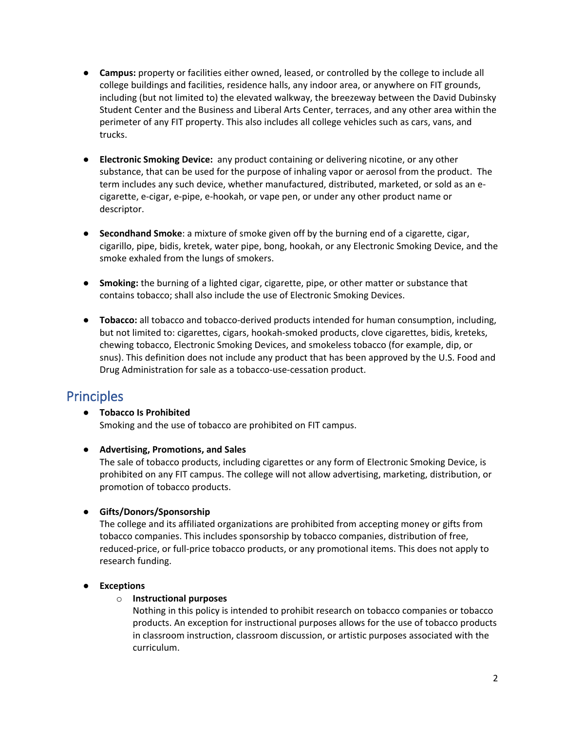- **Campus:** property or facilities either owned, leased, or controlled by the college to include all college buildings and facilities, residence halls, any indoor area, or anywhere on FIT grounds, including (but not limited to) the elevated walkway, the breezeway between the David Dubinsky Student Center and the Business and Liberal Arts Center, terraces, and any other area within the perimeter of any FIT property. This also includes all college vehicles such as cars, vans, and trucks.

- **Electronic Smoking Device:** any product containing or delivering nicotine, or any other substance, that can be used for the purpose of inhaling vapor or aerosol from the product. The term includes any such device, whether manufactured, distributed, marketed, or sold as an e-cigarette, e-cigar, e-pipe, e-hookah, or vape pen, or under any other product name or descriptor.

- **Secondhand Smoke**: a mixture of smoke given off by the burning end of a cigarette, cigar, cigarillo, pipe, bidis, kretek, water pipe, bong, hookah, or any Electronic Smoking Device, and the smoke exhaled from the lungs of smokers.

- **Smoking:** the burning of a lighted cigar, cigarette, pipe, or other matter or substance that contains tobacco; shall also include the use of Electronic Smoking Devices.

- **Tobacco:** all tobacco and tobacco-derived products intended for human consumption, including, but not limited to: cigarettes, cigars, hookah-smoked products, clove cigarettes, bidis, kreteks, chewing tobacco, Electronic Smoking Devices, and smokeless tobacco (for example, dip, or snus). This definition does not include any product that has been approved by the U.S. Food and Drug Administration for sale as a tobacco-use-cessation product.

## Principles

- **Tobacco Is Prohibited**
  Smoking and the use of tobacco are prohibited on FIT campus.

- **Advertising, Promotions, and Sales**
  The sale of tobacco products, including cigarettes or any form of Electronic Smoking Device, is prohibited on any FIT campus. The college will not allow advertising, marketing, distribution, or promotion of tobacco products.

- **Gifts/Donors/Sponsorship**
  The college and its affiliated organizations are prohibited from accepting money or gifts from tobacco companies. This includes sponsorship by tobacco companies, distribution of free, reduced-price, or full-price tobacco products, or any promotional items. This does not apply to research funding.

- **Exceptions**
  - **Instructional purposes**
    Nothing in this policy is intended to prohibit research on tobacco companies or tobacco products. An exception for instructional purposes allows for the use of tobacco products in classroom instruction, classroom discussion, or artistic purposes associated with the curriculum.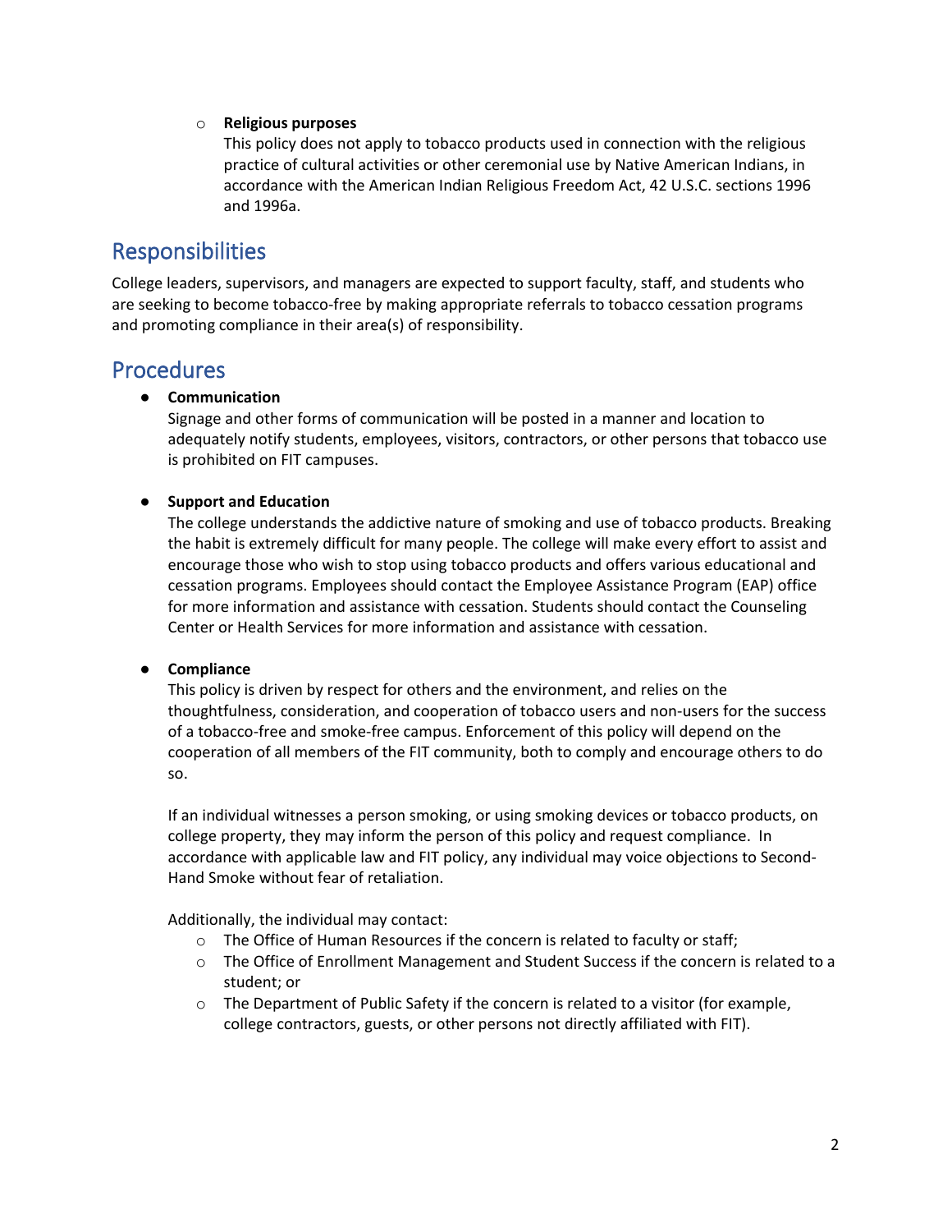- **Religious purposes**

  This policy does not apply to tobacco products used in connection with the religious practice of cultural activities or other ceremonial use by Native American Indians, in accordance with the American Indian Religious Freedom Act, 42 U.S.C. sections 1996 and 1996a.

## Responsibilities

College leaders, supervisors, and managers are expected to support faculty, staff, and students who are seeking to become tobacco-free by making appropriate referrals to tobacco cessation programs and promoting compliance in their area(s) of responsibility.

## Procedures

- **Communication**

  Signage and other forms of communication will be posted in a manner and location to adequately notify students, employees, visitors, contractors, or other persons that tobacco use is prohibited on FIT campuses.

- **Support and Education**

  The college understands the addictive nature of smoking and use of tobacco products. Breaking the habit is extremely difficult for many people. The college will make every effort to assist and encourage those who wish to stop using tobacco products and offers various educational and cessation programs. Employees should contact the Employee Assistance Program (EAP) office for more information and assistance with cessation. Students should contact the Counseling Center or Health Services for more information and assistance with cessation.

- **Compliance**

  This policy is driven by respect for others and the environment, and relies on the thoughtfulness, consideration, and cooperation of tobacco users and non-users for the success of a tobacco-free and smoke-free campus. Enforcement of this policy will depend on the cooperation of all members of the FIT community, both to comply and encourage others to do so.

  If an individual witnesses a person smoking, or using smoking devices or tobacco products, on college property, they may inform the person of this policy and request compliance. In accordance with applicable law and FIT policy, any individual may voice objections to Second-Hand Smoke without fear of retaliation.

  Additionally, the individual may contact:

  - The Office of Human Resources if the concern is related to faculty or staff;
  - The Office of Enrollment Management and Student Success if the concern is related to a student; or
  - The Department of Public Safety if the concern is related to a visitor (for example, college contractors, guests, or other persons not directly affiliated with FIT).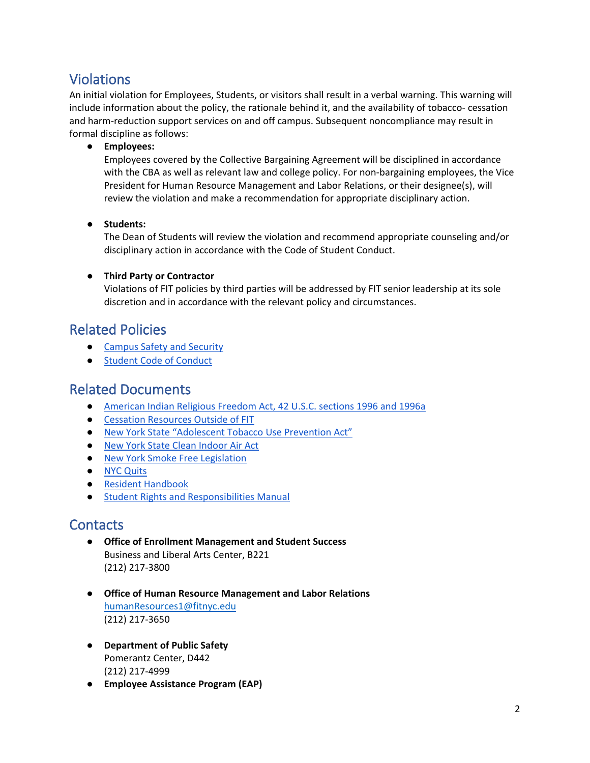## Violations

An initial violation for Employees, Students, or visitors shall result in a verbal warning. This warning will include information about the policy, the rationale behind it, and the availability of tobacco- cessation and harm-reduction support services on and off campus. Subsequent noncompliance may result in formal discipline as follows:

- **Employees:**
  Employees covered by the Collective Bargaining Agreement will be disciplined in accordance with the CBA as well as relevant law and college policy. For non-bargaining employees, the Vice President for Human Resource Management and Labor Relations, or their designee(s), will review the violation and make a recommendation for appropriate disciplinary action.

- **Students:**
  The Dean of Students will review the violation and recommend appropriate counseling and/or disciplinary action in accordance with the Code of Student Conduct.

- **Third Party or Contractor**
  Violations of FIT policies by third parties will be addressed by FIT senior leadership at its sole discretion and in accordance with the relevant policy and circumstances.

## Related Policies

- Campus Safety and Security
- Student Code of Conduct

## Related Documents

- American Indian Religious Freedom Act, 42 U.S.C. sections 1996 and 1996a
- Cessation Resources Outside of FIT
- New York State "Adolescent Tobacco Use Prevention Act"
- New York State Clean Indoor Air Act
- New York Smoke Free Legislation
- NYC Quits
- Resident Handbook
- Student Rights and Responsibilities Manual

## Contacts

- **Office of Enrollment Management and Student Success**
  Business and Liberal Arts Center, B221
  (212) 217-3800

- **Office of Human Resource Management and Labor Relations**
  humanResources1@fitnyc.edu
  (212) 217-3650

- **Department of Public Safety**
  Pomerantz Center, D442
  (212) 217-4999
- **Employee Assistance Program (EAP)**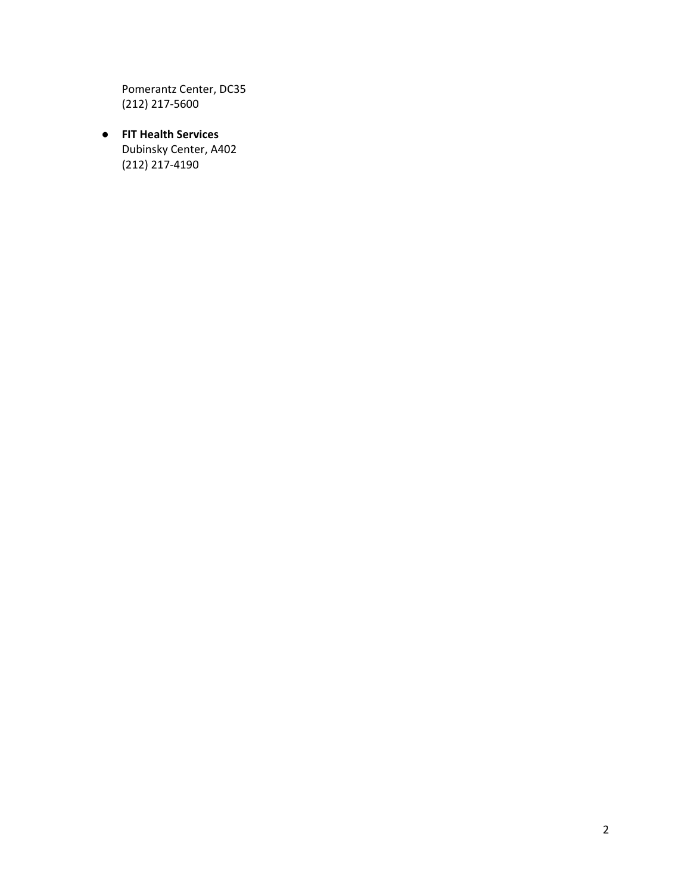Pomerantz Center, DC35
(212) 217-5600

- **FIT Health Services**
  Dubinsky Center, A402
  (212) 217-4190